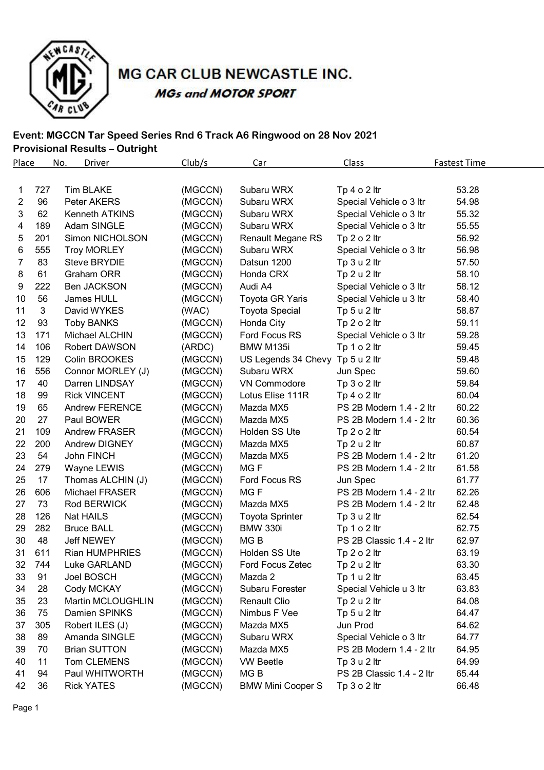# MG CAR CLUB NEWCASTLE INC.

*MGs and MOTOR SPORT*

**Event: MGCCN Tar Speed Series Rnd 6 Track A6 Ringwood on 28 Nov 2021**

**Provisional Results – Outright**

| Place | No. | Driver | Club/s | Car | Class | Fastest Time |
|---|---|---|---|---|---|---|
| 1 | 727 | Tim BLAKE | (MGCCN) | Subaru WRX | Tp 4 o 2 ltr | 53.28 |
| 2 | 96 | Peter AKERS | (MGCCN) | Subaru WRX | Special Vehicle o 3 ltr | 54.98 |
| 3 | 62 | Kenneth ATKINS | (MGCCN) | Subaru WRX | Special Vehicle o 3 ltr | 55.32 |
| 4 | 189 | Adam SINGLE | (MGCCN) | Subaru WRX | Special Vehicle o 3 ltr | 55.55 |
| 5 | 201 | Simon NICHOLSON | (MGCCN) | Renault Megane RS | Tp 2 o 2 ltr | 56.92 |
| 6 | 555 | Troy MORLEY | (MGCCN) | Subaru WRX | Special Vehicle o 3 ltr | 56.98 |
| 7 | 83 | Steve BRYDIE | (MGCCN) | Datsun 1200 | Tp 3 u 2 ltr | 57.50 |
| 8 | 61 | Graham ORR | (MGCCN) | Honda CRX | Tp 2 u 2 ltr | 58.10 |
| 9 | 222 | Ben JACKSON | (MGCCN) | Audi A4 | Special Vehicle o 3 ltr | 58.12 |
| 10 | 56 | James HULL | (MGCCN) | Toyota GR Yaris | Special Vehicle u 3 ltr | 58.40 |
| 11 | 3 | David WYKES | (WAC) | Toyota Special | Tp 5 u 2 ltr | 58.87 |
| 12 | 93 | Toby BANKS | (MGCCN) | Honda City | Tp 2 o 2 ltr | 59.11 |
| 13 | 171 | Michael ALCHIN | (MGCCN) | Ford Focus RS | Special Vehicle o 3 ltr | 59.28 |
| 14 | 106 | Robert DAWSON | (ARDC) | BMW M135i | Tp 1 o 2 ltr | 59.45 |
| 15 | 129 | Colin BROOKES | (MGCCN) | US Legends 34 Chevy | Tp 5 u 2 ltr | 59.48 |
| 16 | 556 | Connor MORLEY (J) | (MGCCN) | Subaru WRX | Jun Spec | 59.60 |
| 17 | 40 | Darren LINDSAY | (MGCCN) | VN Commodore | Tp 3 o 2 ltr | 59.84 |
| 18 | 99 | Rick VINCENT | (MGCCN) | Lotus Elise 111R | Tp 4 o 2 ltr | 60.04 |
| 19 | 65 | Andrew FERENCE | (MGCCN) | Mazda MX5 | PS 2B Modern 1.4 - 2 ltr | 60.22 |
| 20 | 27 | Paul BOWER | (MGCCN) | Mazda MX5 | PS 2B Modern 1.4 - 2 ltr | 60.36 |
| 21 | 109 | Andrew FRASER | (MGCCN) | Holden SS Ute | Tp 2 o 2 ltr | 60.54 |
| 22 | 200 | Andrew DIGNEY | (MGCCN) | Mazda MX5 | Tp 2 u 2 ltr | 60.87 |
| 23 | 54 | John FINCH | (MGCCN) | Mazda MX5 | PS 2B Modern 1.4 - 2 ltr | 61.20 |
| 24 | 279 | Wayne LEWIS | (MGCCN) | MG F | PS 2B Modern 1.4 - 2 ltr | 61.58 |
| 25 | 17 | Thomas ALCHIN (J) | (MGCCN) | Ford Focus RS | Jun Spec | 61.77 |
| 26 | 606 | Michael FRASER | (MGCCN) | MG F | PS 2B Modern 1.4 - 2 ltr | 62.26 |
| 27 | 73 | Rod BERWICK | (MGCCN) | Mazda MX5 | PS 2B Modern 1.4 - 2 ltr | 62.48 |
| 28 | 126 | Nat HAILS | (MGCCN) | Toyota Sprinter | Tp 3 u 2 ltr | 62.54 |
| 29 | 282 | Bruce BALL | (MGCCN) | BMW 330i | Tp 1 o 2 ltr | 62.75 |
| 30 | 48 | Jeff NEWEY | (MGCCN) | MG B | PS 2B Classic 1.4 - 2 ltr | 62.97 |
| 31 | 611 | Rian HUMPHRIES | (MGCCN) | Holden SS Ute | Tp 2 o 2 ltr | 63.19 |
| 32 | 744 | Luke GARLAND | (MGCCN) | Ford Focus Zetec | Tp 2 u 2 ltr | 63.30 |
| 33 | 91 | Joel BOSCH | (MGCCN) | Mazda 2 | Tp 1 u 2 ltr | 63.45 |
| 34 | 28 | Cody MCKAY | (MGCCN) | Subaru Forester | Special Vehicle u 3 ltr | 63.83 |
| 35 | 23 | Martin MCLOUGHLIN | (MGCCN) | Renault Clio | Tp 2 u 2 ltr | 64.08 |
| 36 | 75 | Damien SPINKS | (MGCCN) | Nimbus F Vee | Tp 5 u 2 ltr | 64.47 |
| 37 | 305 | Robert ILES (J) | (MGCCN) | Mazda MX5 | Jun Prod | 64.62 |
| 38 | 89 | Amanda SINGLE | (MGCCN) | Subaru WRX | Special Vehicle o 3 ltr | 64.77 |
| 39 | 70 | Brian SUTTON | (MGCCN) | Mazda MX5 | PS 2B Modern 1.4 - 2 ltr | 64.95 |
| 40 | 11 | Tom CLEMENS | (MGCCN) | VW Beetle | Tp 3 u 2 ltr | 64.99 |
| 41 | 94 | Paul WHITWORTH | (MGCCN) | MG B | PS 2B Classic 1.4 - 2 ltr | 65.44 |
| 42 | 36 | Rick YATES | (MGCCN) | BMW Mini Cooper S | Tp 3 o 2 ltr | 66.48 |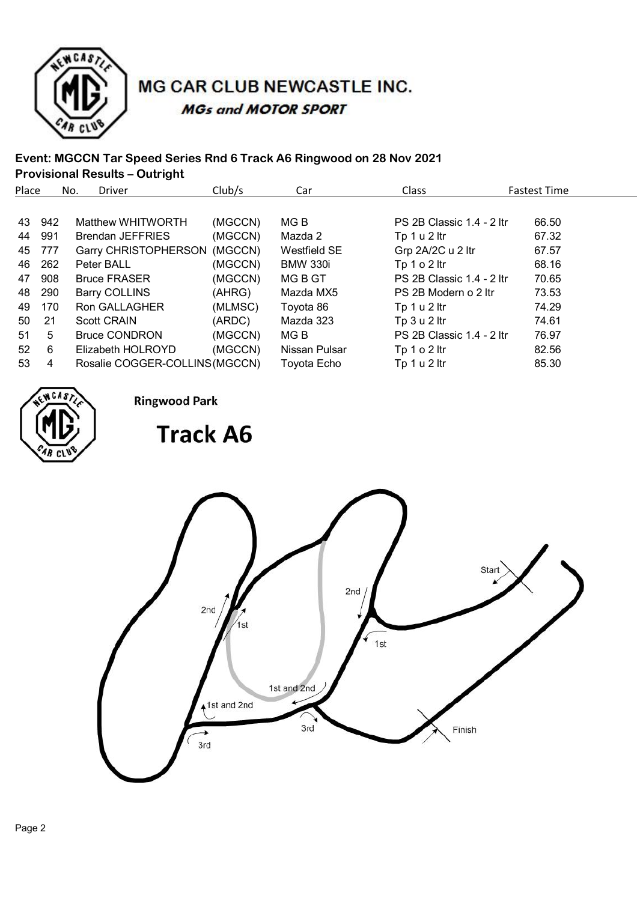MG CAR CLUB NEWCASTLE INC.

*MGs and MOTOR SPORT*

**Event: MGCCN Tar Speed Series Rnd 6 Track A6 Ringwood on 28 Nov 2021**

**Provisional Results – Outright**

| Place | No. | Driver | Club/s | Car | Class | Fastest Time |
|---|---|---|---|---|---|---|
| 43 | 942 | Matthew WHITWORTH | (MGCCN) | MG B | PS 2B Classic 1.4 - 2 ltr | 66.50 |
| 44 | 991 | Brendan JEFFRIES | (MGCCN) | Mazda 2 | Tp 1 u 2 ltr | 67.32 |
| 45 | 777 | Garry CHRISTOPHERSON | (MGCCN) | Westfield SE | Grp 2A/2C u 2 ltr | 67.57 |
| 46 | 262 | Peter BALL | (MGCCN) | BMW 330i | Tp 1 o 2 ltr | 68.16 |
| 47 | 908 | Bruce FRASER | (MGCCN) | MG B GT | PS 2B Classic 1.4 - 2 ltr | 70.65 |
| 48 | 290 | Barry COLLINS | (AHRG) | Mazda MX5 | PS 2B Modern o 2 ltr | 73.53 |
| 49 | 170 | Ron GALLAGHER | (MLMSC) | Toyota 86 | Tp 1 u 2 ltr | 74.29 |
| 50 | 21 | Scott CRAIN | (ARDC) | Mazda 323 | Tp 3 u 2 ltr | 74.61 |
| 51 | 5 | Bruce CONDRON | (MGCCN) | MG B | PS 2B Classic 1.4 - 2 ltr | 76.97 |
| 52 | 6 | Elizabeth HOLROYD | (MGCCN) | Nissan Pulsar | Tp 1 o 2 ltr | 82.56 |
| 53 | 4 | Rosalie COGGER-COLLINS | (MGCCN) | Toyota Echo | Tp 1 u 2 ltr | 85.30 |

**Ringwood Park**

# Track A6

Start

2nd

1st

2nd

1st

1st and 2nd

1st and 2nd

3rd

3rd

Finish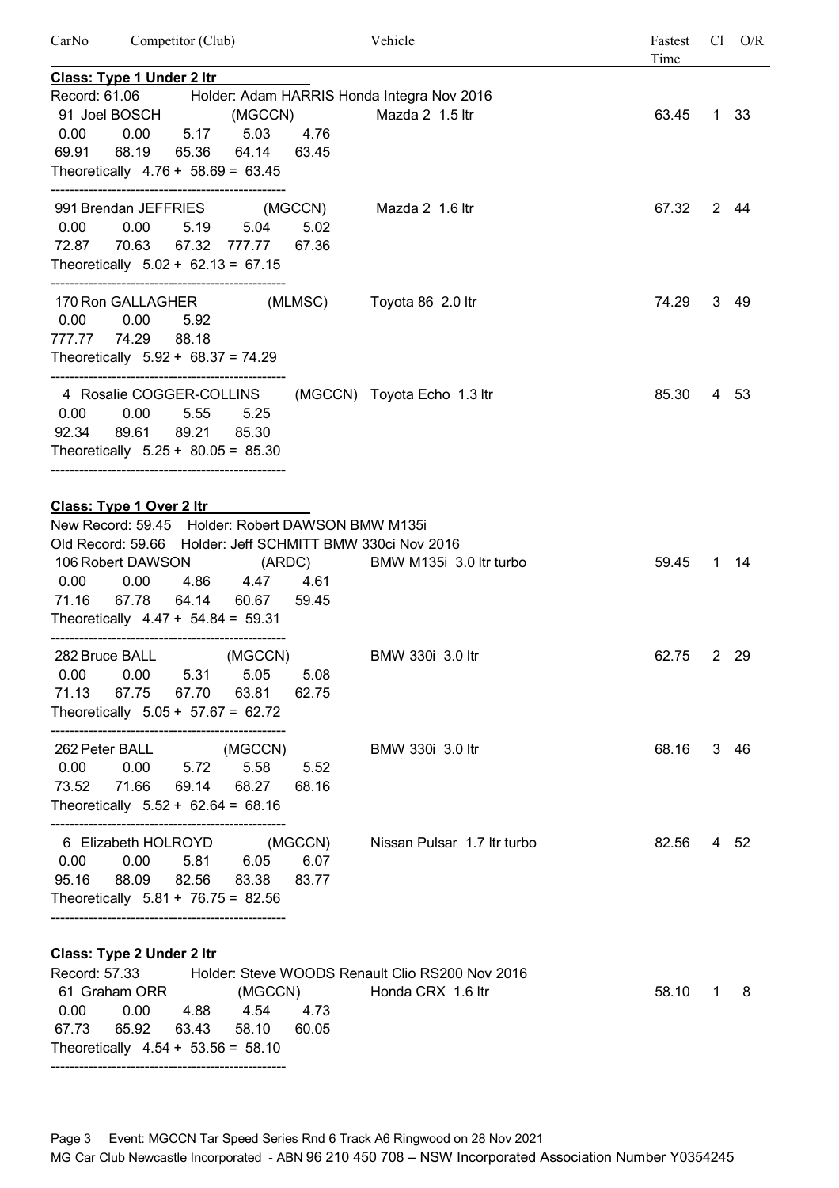| CarNo | Competitor (Club) | Vehicle | Fastest Time | Cl | O/R |
|---|---|---|---|---|---|

**Class: Type 1 Under 2 ltr**

Record: 61.06 Holder: Adam HARRIS Honda Integra Nov 2016

91 Joel BOSCH (MGCCN) — Mazda 2 1.5 ltr — 63.45 — 1 — 33

```
 0.00    0.00    5.17    5.03    4.76
69.91   68.19   65.36   64.14   63.45
Theoretically  4.76 +  58.69 = 63.45
```

991 Brendan JEFFRIES (MGCCN) — Mazda 2 1.6 ltr — 67.32 — 2 — 44

```
 0.00    0.00    5.19    5.04    5.02
72.87   70.63   67.32  777.77   67.36
Theoretically  5.02 +  62.13 = 67.15
```

170 Ron GALLAGHER (MLMSC) — Toyota 86 2.0 ltr — 74.29 — 3 — 49

```
  0.00    0.00    5.92
777.77   74.29   88.18
Theoretically  5.92 +  68.37 = 74.29
```

4 Rosalie COGGER-COLLINS (MGCCN) — Toyota Echo 1.3 ltr — 85.30 — 4 — 53

```
 0.00    0.00    5.55    5.25
92.34   89.61   89.21   85.30
Theoretically  5.25 +  80.05 = 85.30
```

**Class: Type 1 Over 2 ltr**

New Record: 59.45 Holder: Robert DAWSON BMW M135i

Old Record: 59.66 Holder: Jeff SCHMITT BMW 330ci Nov 2016

106 Robert DAWSON (ARDC) — BMW M135i 3.0 ltr turbo — 59.45 — 1 — 14

```
 0.00    0.00    4.86    4.47    4.61
71.16   67.78   64.14   60.67   59.45
Theoretically  4.47 +  54.84 = 59.31
```

282 Bruce BALL (MGCCN) — BMW 330i 3.0 ltr — 62.75 — 2 — 29

```
 0.00    0.00    5.31    5.05    5.08
71.13   67.75   67.70   63.81   62.75
Theoretically  5.05 +  57.67 = 62.72
```

262 Peter BALL (MGCCN) — BMW 330i 3.0 ltr — 68.16 — 3 — 46

```
 0.00    0.00    5.72    5.58    5.52
73.52   71.66   69.14   68.27   68.16
Theoretically  5.52 +  62.64 = 68.16
```

6 Elizabeth HOLROYD (MGCCN) — Nissan Pulsar 1.7 ltr turbo — 82.56 — 4 — 52

```
 0.00    0.00    5.81    6.05    6.07
95.16   88.09   82.56   83.38   83.77
Theoretically  5.81 +  76.75 = 82.56
```

**Class: Type 2 Under 2 ltr**

Record: 57.33 Holder: Steve WOODS Renault Clio RS200 Nov 2016

61 Graham ORR (MGCCN) — Honda CRX 1.6 ltr — 58.10 — 1 — 8

```
 0.00    0.00    4.88    4.54    4.73
67.73   65.92   63.43   58.10   60.05
Theoretically  4.54 +  53.56 = 58.10
```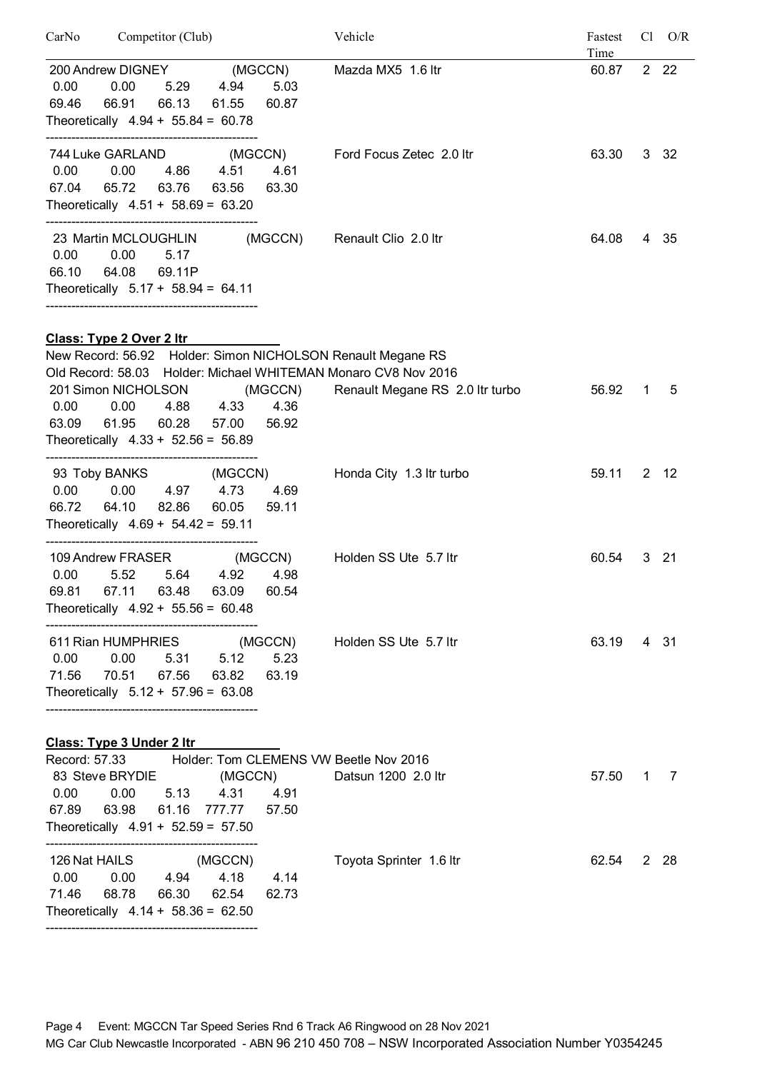| CarNo | Competitor (Club) | Vehicle | Fastest Time | Cl | O/R |
|---|---|---|---|---|---|
| 200 | Andrew DIGNEY (MGCCN) | Mazda MX5 1.6 ltr | 60.87 | 2 | 22 |

0.00 0.00 5.29 4.94 5.03
69.46 66.91 66.13 61.55 60.87
Theoretically 4.94 + 55.84 = 60.78

--------------------------------------------------

| CarNo | Competitor (Club) | Vehicle | Fastest Time | Cl | O/R |
|---|---|---|---|---|---|
| 744 | Luke GARLAND (MGCCN) | Ford Focus Zetec 2.0 ltr | 63.30 | 3 | 32 |

0.00 0.00 4.86 4.51 4.61
67.04 65.72 63.76 63.56 63.30
Theoretically 4.51 + 58.69 = 63.20

--------------------------------------------------

| CarNo | Competitor (Club) | Vehicle | Fastest Time | Cl | O/R |
|---|---|---|---|---|---|
| 23 | Martin MCLOUGHLIN (MGCCN) | Renault Clio 2.0 ltr | 64.08 | 4 | 35 |

0.00 0.00 5.17
66.10 64.08 69.11P
Theoretically 5.17 + 58.94 = 64.11

--------------------------------------------------

## Class: Type 2 Over 2 ltr

New Record: 56.92 Holder: Simon NICHOLSON Renault Megane RS
Old Record: 58.03 Holder: Michael WHITEMAN Monaro CV8 Nov 2016

| CarNo | Competitor (Club) | Vehicle | Fastest Time | Cl | O/R |
|---|---|---|---|---|---|
| 201 | Simon NICHOLSON (MGCCN) | Renault Megane RS 2.0 ltr turbo | 56.92 | 1 | 5 |

0.00 0.00 4.88 4.33 4.36
63.09 61.95 60.28 57.00 56.92
Theoretically 4.33 + 52.56 = 56.89

--------------------------------------------------

| CarNo | Competitor (Club) | Vehicle | Fastest Time | Cl | O/R |
|---|---|---|---|---|---|
| 93 | Toby BANKS (MGCCN) | Honda City 1.3 ltr turbo | 59.11 | 2 | 12 |

0.00 0.00 4.97 4.73 4.69
66.72 64.10 82.86 60.05 59.11
Theoretically 4.69 + 54.42 = 59.11

--------------------------------------------------

| CarNo | Competitor (Club) | Vehicle | Fastest Time | Cl | O/R |
|---|---|---|---|---|---|
| 109 | Andrew FRASER (MGCCN) | Holden SS Ute 5.7 ltr | 60.54 | 3 | 21 |

0.00 5.52 5.64 4.92 4.98
69.81 67.11 63.48 63.09 60.54
Theoretically 4.92 + 55.56 = 60.48

--------------------------------------------------

| CarNo | Competitor (Club) | Vehicle | Fastest Time | Cl | O/R |
|---|---|---|---|---|---|
| 611 | Rian HUMPHRIES (MGCCN) | Holden SS Ute 5.7 ltr | 63.19 | 4 | 31 |

0.00 0.00 5.31 5.12 5.23
71.56 70.51 67.56 63.82 63.19
Theoretically 5.12 + 57.96 = 63.08

--------------------------------------------------

## Class: Type 3 Under 2 ltr

Record: 57.33 Holder: Tom CLEMENS VW Beetle Nov 2016

| CarNo | Competitor (Club) | Vehicle | Fastest Time | Cl | O/R |
|---|---|---|---|---|---|
| 83 | Steve BRYDIE (MGCCN) | Datsun 1200 2.0 ltr | 57.50 | 1 | 7 |

0.00 0.00 5.13 4.31 4.91
67.89 63.98 61.16 777.77 57.50
Theoretically 4.91 + 52.59 = 57.50

--------------------------------------------------

| CarNo | Competitor (Club) | Vehicle | Fastest Time | Cl | O/R |
|---|---|---|---|---|---|
| 126 | Nat HAILS (MGCCN) | Toyota Sprinter 1.6 ltr | 62.54 | 2 | 28 |

0.00 0.00 4.94 4.18 4.14
71.46 68.78 66.30 62.54 62.73
Theoretically 4.14 + 58.36 = 62.50

--------------------------------------------------

Event: MGCCN Tar Speed Series Rnd 6 Track A6 Ringwood on 28 Nov 2021
MG Car Club Newcastle Incorporated - ABN 96 210 450 708 – NSW Incorporated Association Number Y0354245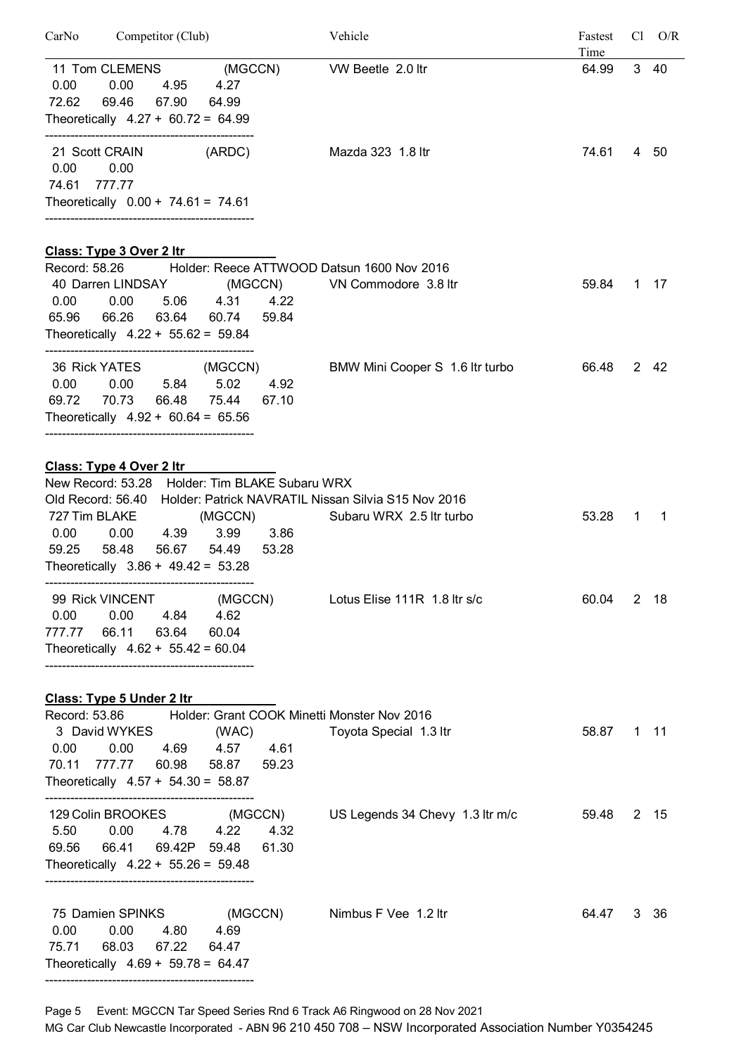| CarNo | Competitor (Club) | Vehicle | Fastest Time | Cl | O/R |
|---|---|---|---|---|---|

11 Tom CLEMENS (MGCCN) — VW Beetle 2.0 ltr — 64.99 — 3 — 40

```
0.00    0.00    4.95    4.27
72.62   69.46   67.90   64.99
Theoretically  4.27 +  60.72 =  64.99
--------------------------------------------------
```

21 Scott CRAIN (ARDC) — Mazda 323 1.8 ltr — 74.61 — 4 — 50

```
0.00    0.00
74.61   777.77
Theoretically  0.00 +  74.61 =  74.61
--------------------------------------------------
```

**Class: Type 3 Over 2 ltr**

Record: 58.26 Holder: Reece ATTWOOD Datsun 1600 Nov 2016

40 Darren LINDSAY (MGCCN) — VN Commodore 3.8 ltr — 59.84 — 1 — 17

```
0.00    0.00    5.06    4.31    4.22
65.96   66.26   63.64   60.74   59.84
Theoretically  4.22 +  55.62 =  59.84
--------------------------------------------------
```

36 Rick YATES (MGCCN) — BMW Mini Cooper S 1.6 ltr turbo — 66.48 — 2 — 42

```
0.00    0.00    5.84    5.02    4.92
69.72   70.73   66.48   75.44   67.10
Theoretically  4.92 +  60.64 =  65.56
--------------------------------------------------
```

**Class: Type 4 Over 2 ltr**

New Record: 53.28 Holder: Tim BLAKE Subaru WRX

Old Record: 56.40 Holder: Patrick NAVRATIL Nissan Silvia S15 Nov 2016

727 Tim BLAKE (MGCCN) — Subaru WRX 2.5 ltr turbo — 53.28 — 1 — 1

```
0.00    0.00    4.39    3.99    3.86
59.25   58.48   56.67   54.49   53.28
Theoretically  3.86 +  49.42 =  53.28
--------------------------------------------------
```

99 Rick VINCENT (MGCCN) — Lotus Elise 111R 1.8 ltr s/c — 60.04 — 2 — 18

```
0.00    0.00    4.84    4.62
777.77  66.11   63.64   60.04
Theoretically  4.62 +  55.42 = 60.04
--------------------------------------------------
```

**Class: Type 5 Under 2 ltr**

Record: 53.86 Holder: Grant COOK Minetti Monster Nov 2016

3 David WYKES (WAC) — Toyota Special 1.3 ltr — 58.87 — 1 — 11

```
0.00    0.00    4.69    4.57    4.61
70.11   777.77  60.98   58.87   59.23
Theoretically  4.57 +  54.30 =  58.87
--------------------------------------------------
```

129 Colin BROOKES (MGCCN) — US Legends 34 Chevy 1.3 ltr m/c — 59.48 — 2 — 15

```
5.50    0.00    4.78    4.22    4.32
69.56   66.41   69.42P  59.48   61.30
Theoretically  4.22 +  55.26 =  59.48
--------------------------------------------------
```

75 Damien SPINKS (MGCCN) — Nimbus F Vee 1.2 ltr — 64.47 — 3 — 36

```
0.00    0.00    4.80    4.69
75.71   68.03   67.22   64.47
Theoretically  4.69 +  59.78 =  64.47
--------------------------------------------------
```

Event: MGCCN Tar Speed Series Rnd 6 Track A6 Ringwood on 28 Nov 2021

MG Car Club Newcastle Incorporated - ABN 96 210 450 708 – NSW Incorporated Association Number Y0354245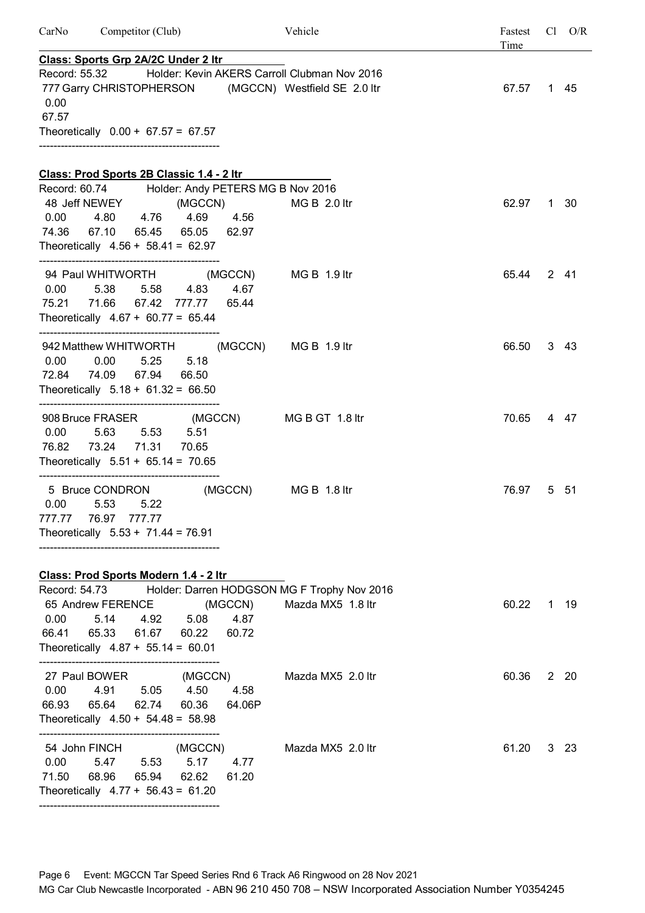| CarNo | Competitor (Club) | Vehicle | Fastest Time | Cl | O/R |
|---|---|---|---|---|---|

**Class: Sports Grp 2A/2C Under 2 ltr**

Record: 55.32 Holder: Kevin AKERS Carroll Clubman Nov 2016

| | | | | |
|---|---|---|---|---|
| 777 Garry CHRISTOPHERSON (MGCCN) | Westfield SE 2.0 ltr | 67.57 | 1 | 45 |

```
0.00
67.57
Theoretically 0.00 + 67.57 = 67.57
```

---

**Class: Prod Sports 2B Classic 1.4 - 2 ltr**

Record: 60.74 Holder: Andy PETERS MG B Nov 2016

| | | | | |
|---|---|---|---|---|
| 48 Jeff NEWEY (MGCCN) | MG B 2.0 ltr | 62.97 | 1 | 30 |

```
 0.00   4.80   4.76   4.69   4.56
74.36  67.10  65.45  65.05  62.97
Theoretically 4.56 + 58.41 = 62.97
```

| | | | | |
|---|---|---|---|---|
| 94 Paul WHITWORTH (MGCCN) | MG B 1.9 ltr | 65.44 | 2 | 41 |

```
 0.00   5.38   5.58   4.83   4.67
75.21  71.66  67.42 777.77  65.44
Theoretically 4.67 + 60.77 = 65.44
```

| | | | | |
|---|---|---|---|---|
| 942 Matthew WHITWORTH (MGCCN) | MG B 1.9 ltr | 66.50 | 3 | 43 |

```
 0.00   0.00   5.25   5.18
72.84  74.09  67.94  66.50
Theoretically 5.18 + 61.32 = 66.50
```

| | | | | |
|---|---|---|---|---|
| 908 Bruce FRASER (MGCCN) | MG B GT 1.8 ltr | 70.65 | 4 | 47 |

```
 0.00   5.63   5.53   5.51
76.82  73.24  71.31  70.65
Theoretically 5.51 + 65.14 = 70.65
```

| | | | | |
|---|---|---|---|---|
| 5 Bruce CONDRON (MGCCN) | MG B 1.8 ltr | 76.97 | 5 | 51 |

```
  0.00   5.53   5.22
777.77  76.97 777.77
Theoretically 5.53 + 71.44 = 76.91
```

---

**Class: Prod Sports Modern 1.4 - 2 ltr**

Record: 54.73 Holder: Darren HODGSON MG F Trophy Nov 2016

| | | | | |
|---|---|---|---|---|
| 65 Andrew FERENCE (MGCCN) | Mazda MX5 1.8 ltr | 60.22 | 1 | 19 |

```
 0.00   5.14   4.92   5.08   4.87
66.41  65.33  61.67  60.22  60.72
Theoretically 4.87 + 55.14 = 60.01
```

| | | | | |
|---|---|---|---|---|
| 27 Paul BOWER (MGCCN) | Mazda MX5 2.0 ltr | 60.36 | 2 | 20 |

```
 0.00   4.91   5.05   4.50   4.58
66.93  65.64  62.74  60.36  64.06P
Theoretically 4.50 + 54.48 = 58.98
```

| | | | | |
|---|---|---|---|---|
| 54 John FINCH (MGCCN) | Mazda MX5 2.0 ltr | 61.20 | 3 | 23 |

```
 0.00   5.47   5.53   5.17   4.77
71.50  68.96  65.94  62.62  61.20
Theoretically 4.77 + 56.43 = 61.20
```

---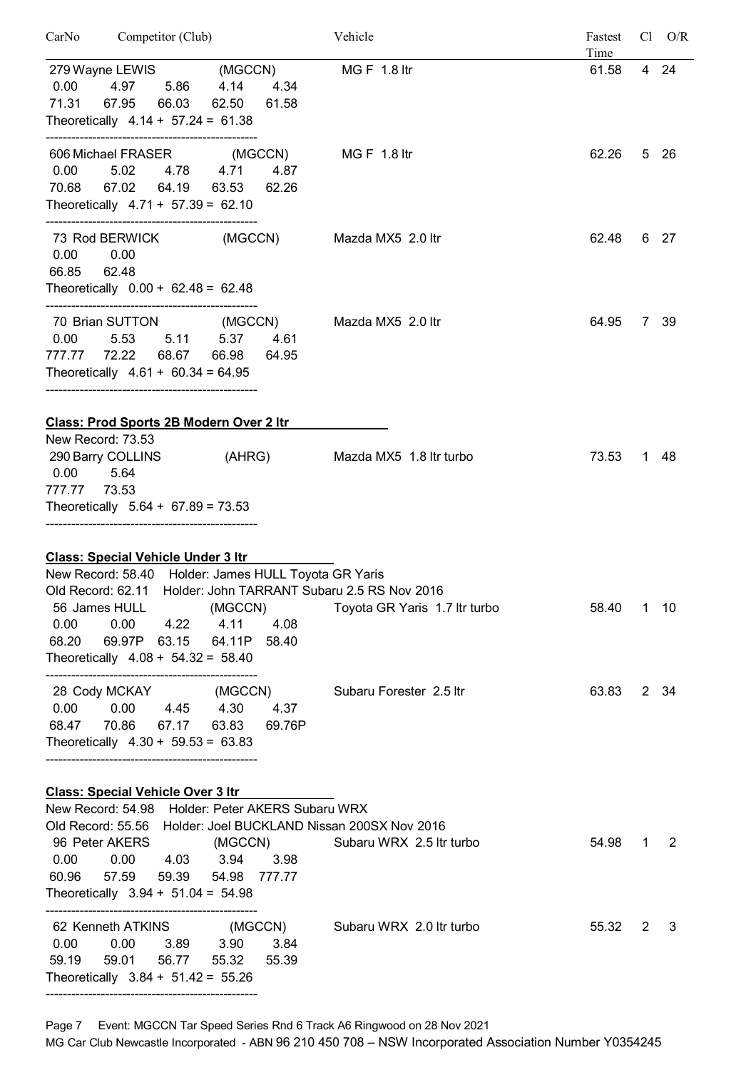| CarNo | Competitor (Club) | Vehicle | Fastest Time | Cl | O/R |
|---|---|---|---|---|---|

279 Wayne LEWIS (MGCCN) — MG F 1.8 ltr — 61.58 — 4 — 24

```
 0.00    4.97    5.86    4.14    4.34
71.31   67.95   66.03   62.50   61.58
Theoretically  4.14 +  57.24 =  61.38
```

606 Michael FRASER (MGCCN) — MG F 1.8 ltr — 62.26 — 5 — 26

```
 0.00    5.02    4.78    4.71    4.87
70.68   67.02   64.19   63.53   62.26
Theoretically  4.71 +  57.39 =  62.10
```

73 Rod BERWICK (MGCCN) — Mazda MX5 2.0 ltr — 62.48 — 6 — 27

```
 0.00    0.00
66.85   62.48
Theoretically  0.00 +  62.48 =  62.48
```

70 Brian SUTTON (MGCCN) — Mazda MX5 2.0 ltr — 64.95 — 7 — 39

```
  0.00    5.53    5.11    5.37    4.61
777.77   72.22   68.67   66.98   64.95
Theoretically  4.61 +  60.34 =  64.95
```

## Class: Prod Sports 2B Modern Over 2 ltr

New Record: 73.53

290 Barry COLLINS (AHRG) — Mazda MX5 1.8 ltr turbo — 73.53 — 1 — 48

```
  0.00    5.64
777.77   73.53
Theoretically  5.64 +  67.89 =  73.53
```

## Class: Special Vehicle Under 3 ltr

New Record: 58.40 Holder: James HULL Toyota GR Yaris
Old Record: 62.11 Holder: John TARRANT Subaru 2.5 RS Nov 2016

56 James HULL (MGCCN) — Toyota GR Yaris 1.7 ltr turbo — 58.40 — 1 — 10

```
 0.00    0.00    4.22    4.11    4.08
68.20   69.97P  63.15   64.11P  58.40
Theoretically  4.08 +  54.32 =  58.40
```

28 Cody MCKAY (MGCCN) — Subaru Forester 2.5 ltr — 63.83 — 2 — 34

```
 0.00    0.00    4.45    4.30    4.37
68.47   70.86   67.17   63.83   69.76P
Theoretically  4.30 +  59.53 =  63.83
```

## Class: Special Vehicle Over 3 ltr

New Record: 54.98 Holder: Peter AKERS Subaru WRX
Old Record: 55.56 Holder: Joel BUCKLAND Nissan 200SX Nov 2016

96 Peter AKERS (MGCCN) — Subaru WRX 2.5 ltr turbo — 54.98 — 1 — 2

```
 0.00    0.00    4.03    3.94    3.98
60.96   57.59   59.39   54.98   777.77
Theoretically  3.94 +  51.04 =  54.98
```

62 Kenneth ATKINS (MGCCN) — Subaru WRX 2.0 ltr turbo — 55.32 — 2 — 3

```
 0.00    0.00    3.89    3.90    3.84
59.19   59.01   56.77   55.32   55.39
Theoretically  3.84 +  51.42 =  55.26
```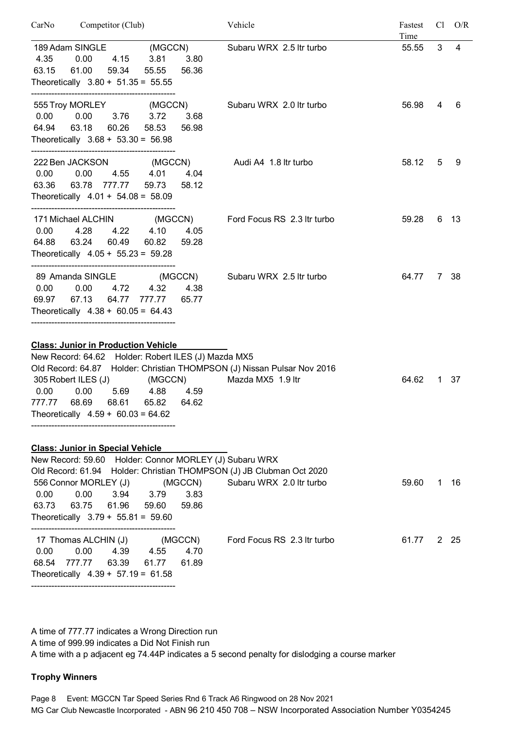| CarNo | Competitor (Club) | Vehicle | Fastest Time | Cl | O/R |
|---|---|---|---|---|---|

```
189 Adam SINGLE          (MGCCN)     Subaru WRX 2.5 ltr turbo       55.55   3    4
 4.35    0.00    4.15    3.81    3.80
63.15   61.00   59.34   55.55   56.36
Theoretically  3.80 + 51.35 = 55.55
--------------------------------------------------
555 Troy MORLEY          (MGCCN)     Subaru WRX 2.0 ltr turbo       56.98   4    6
 0.00    0.00    3.76    3.72    3.68
64.94   63.18   60.26   58.53   56.98
Theoretically  3.68 + 53.30 = 56.98
--------------------------------------------------
222 Ben JACKSON          (MGCCN)     Audi A4 1.8 ltr turbo          58.12   5    9
 0.00    0.00    4.55    4.01    4.04
63.36   63.78  777.77   59.73   58.12
Theoretically  4.01 + 54.08 = 58.09
--------------------------------------------------
171 Michael ALCHIN       (MGCCN)     Ford Focus RS 2.3 ltr turbo    59.28   6   13
 0.00    4.28    4.22    4.10    4.05
64.88   63.24   60.49   60.82   59.28
Theoretically  4.05 + 55.23 = 59.28
--------------------------------------------------
 89 Amanda SINGLE        (MGCCN)     Subaru WRX 2.5 ltr turbo       64.77   7   38
 0.00    0.00    4.72    4.32    4.38
69.97   67.13   64.77  777.77   65.77
Theoretically  4.38 + 60.05 = 64.43
--------------------------------------------------
```

**Class: Junior in Production Vehicle**

New Record: 64.62 Holder: Robert ILES (J) Mazda MX5
Old Record: 64.87 Holder: Christian THOMPSON (J) Nissan Pulsar Nov 2016

```
305 Robert ILES (J)      (MGCCN)     Mazda MX5 1.9 ltr              64.62   1   37
  0.00    0.00    5.69    4.88    4.59
777.77   68.69   68.61   65.82   64.62
Theoretically  4.59 + 60.03 = 64.62
--------------------------------------------------
```

**Class: Junior in Special Vehicle**

New Record: 59.60 Holder: Connor MORLEY (J) Subaru WRX
Old Record: 61.94 Holder: Christian THOMPSON (J) JB Clubman Oct 2020

```
556 Connor MORLEY (J)    (MGCCN)     Subaru WRX 2.0 ltr turbo       59.60   1   16
 0.00    0.00    3.94    3.79    3.83
63.73   63.75   61.96   59.60   59.86
Theoretically  3.79 + 55.81 = 59.60
--------------------------------------------------
 17 Thomas ALCHIN (J)    (MGCCN)     Ford Focus RS 2.3 ltr turbo    61.77   2   25
 0.00    0.00    4.39    4.55    4.70
68.54  777.77   63.39   61.77   61.89
Theoretically  4.39 + 57.19 = 61.58
--------------------------------------------------
```

A time of 777.77 indicates a Wrong Direction run
A time of 999.99 indicates a Did Not Finish run
A time with a p adjacent eg 74.44P indicates a 5 second penalty for dislodging a course marker

**Trophy Winners**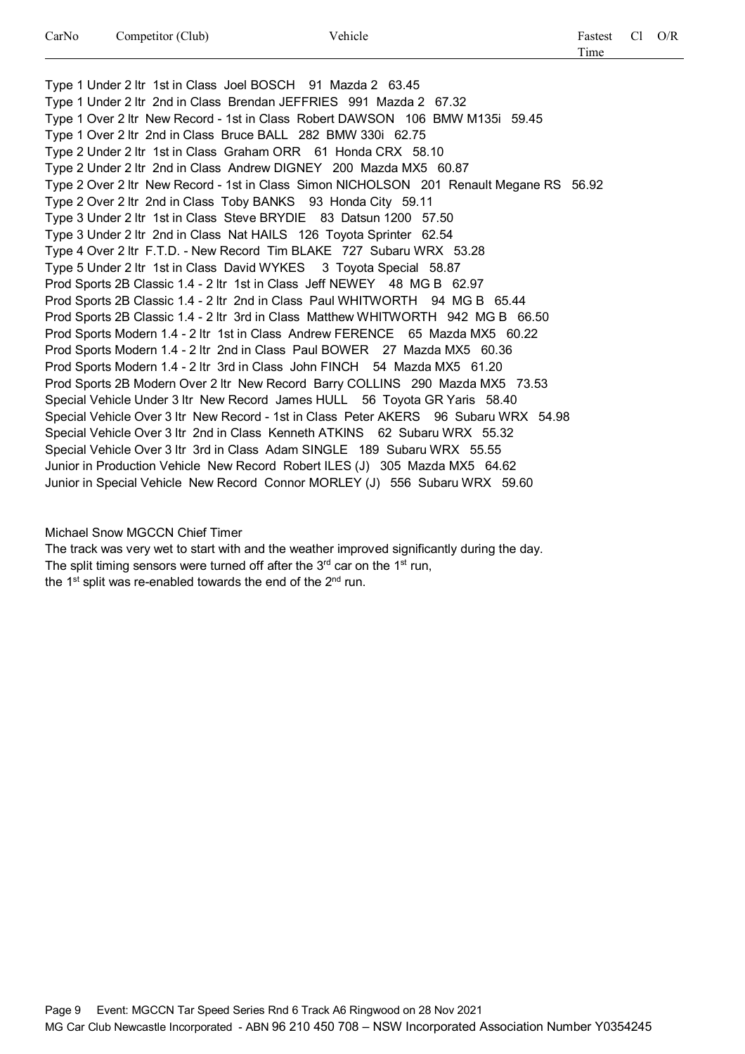| CarNo | Competitor (Club) | Vehicle | Fastest Time | Cl | O/R |
|---|---|---|---|---|---|

Type 1 Under 2 ltr 1st in Class Joel BOSCH 91 Mazda 2 63.45
Type 1 Under 2 ltr 2nd in Class Brendan JEFFRIES 991 Mazda 2 67.32
Type 1 Over 2 ltr New Record - 1st in Class Robert DAWSON 106 BMW M135i 59.45
Type 1 Over 2 ltr 2nd in Class Bruce BALL 282 BMW 330i 62.75
Type 2 Under 2 ltr 1st in Class Graham ORR 61 Honda CRX 58.10
Type 2 Under 2 ltr 2nd in Class Andrew DIGNEY 200 Mazda MX5 60.87
Type 2 Over 2 ltr New Record - 1st in Class Simon NICHOLSON 201 Renault Megane RS 56.92
Type 2 Over 2 ltr 2nd in Class Toby BANKS 93 Honda City 59.11
Type 3 Under 2 ltr 1st in Class Steve BRYDIE 83 Datsun 1200 57.50
Type 3 Under 2 ltr 2nd in Class Nat HAILS 126 Toyota Sprinter 62.54
Type 4 Over 2 ltr F.T.D. - New Record Tim BLAKE 727 Subaru WRX 53.28
Type 5 Under 2 ltr 1st in Class David WYKES 3 Toyota Special 58.87
Prod Sports 2B Classic 1.4 - 2 ltr 1st in Class Jeff NEWEY 48 MG B 62.97
Prod Sports 2B Classic 1.4 - 2 ltr 2nd in Class Paul WHITWORTH 94 MG B 65.44
Prod Sports 2B Classic 1.4 - 2 ltr 3rd in Class Matthew WHITWORTH 942 MG B 66.50
Prod Sports Modern 1.4 - 2 ltr 1st in Class Andrew FERENCE 65 Mazda MX5 60.22
Prod Sports Modern 1.4 - 2 ltr 2nd in Class Paul BOWER 27 Mazda MX5 60.36
Prod Sports Modern 1.4 - 2 ltr 3rd in Class John FINCH 54 Mazda MX5 61.20
Prod Sports 2B Modern Over 2 ltr New Record Barry COLLINS 290 Mazda MX5 73.53
Special Vehicle Under 3 ltr New Record James HULL 56 Toyota GR Yaris 58.40
Special Vehicle Over 3 ltr New Record - 1st in Class Peter AKERS 96 Subaru WRX 54.98
Special Vehicle Over 3 ltr 2nd in Class Kenneth ATKINS 62 Subaru WRX 55.32
Special Vehicle Over 3 ltr 3rd in Class Adam SINGLE 189 Subaru WRX 55.55
Junior in Production Vehicle New Record Robert ILES (J) 305 Mazda MX5 64.62
Junior in Special Vehicle New Record Connor MORLEY (J) 556 Subaru WRX 59.60

Michael Snow MGCCN Chief Timer
The track was very wet to start with and the weather improved significantly during the day.
The split timing sensors were turned off after the 3rd car on the 1st run,
the 1st split was re-enabled towards the end of the 2nd run.

Event: MGCCN Tar Speed Series Rnd 6 Track A6 Ringwood on 28 Nov 2021
MG Car Club Newcastle Incorporated - ABN 96 210 450 708 – NSW Incorporated Association Number Y0354245